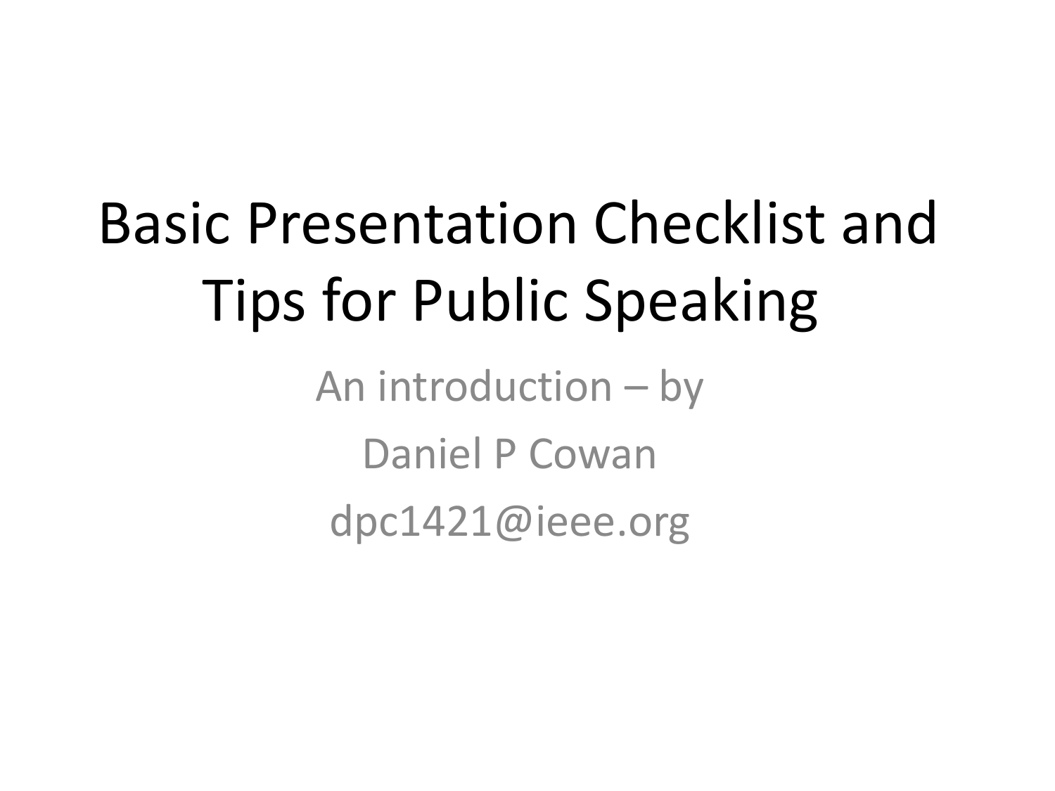# Basic Presentation Checklist and Tips for Public Speaking

An introduction – by

Daniel P Cowan

dpc1421@ieee.org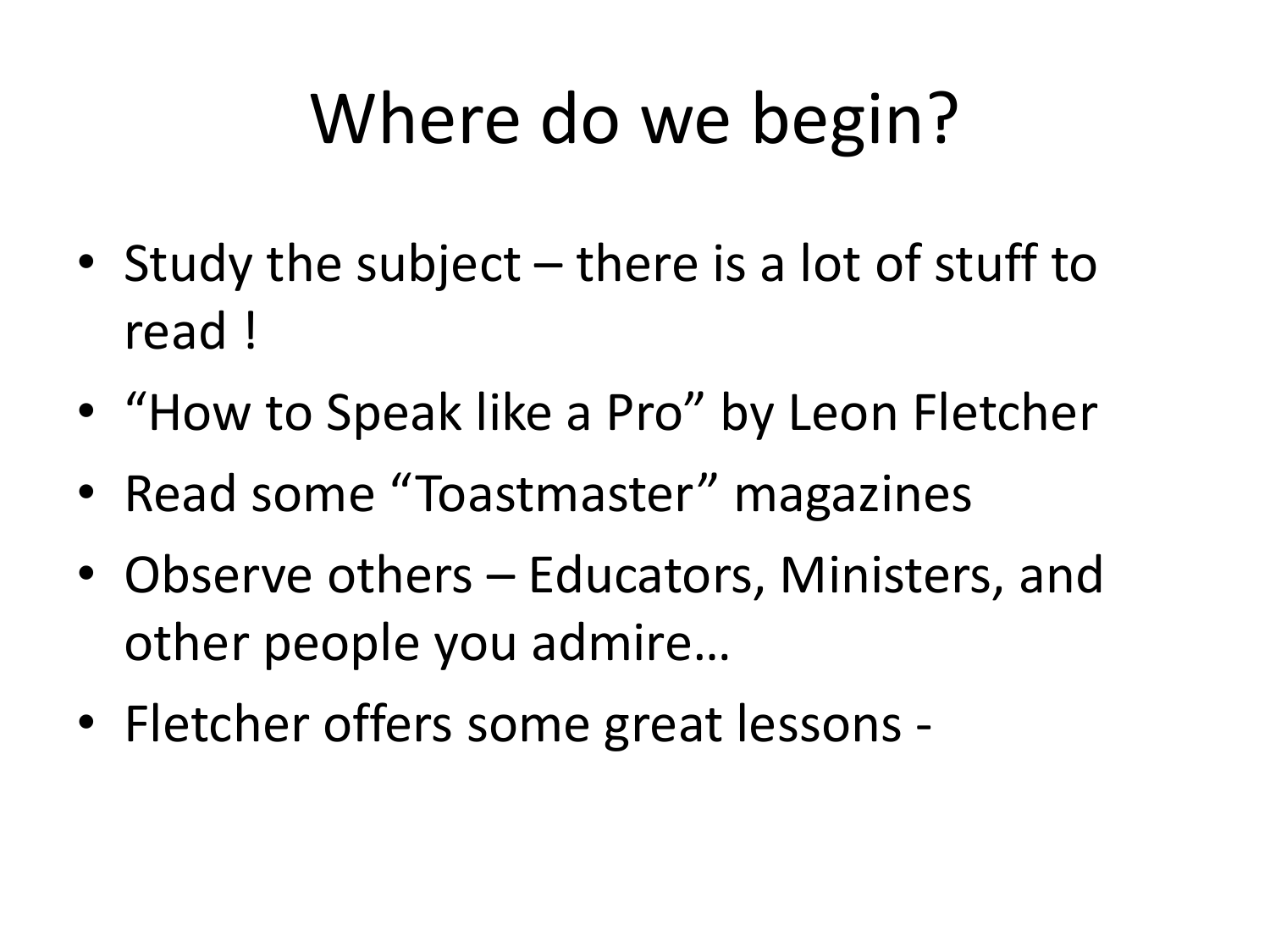# Where do we begin?

- Study the subject – there is a lot of stuff to read !
- "How to Speak like a Pro" by Leon Fletcher
- Read some "Toastmaster" magazines
- Observe others – Educators, Ministers, and other people you admire…
- Fletcher offers some great lessons -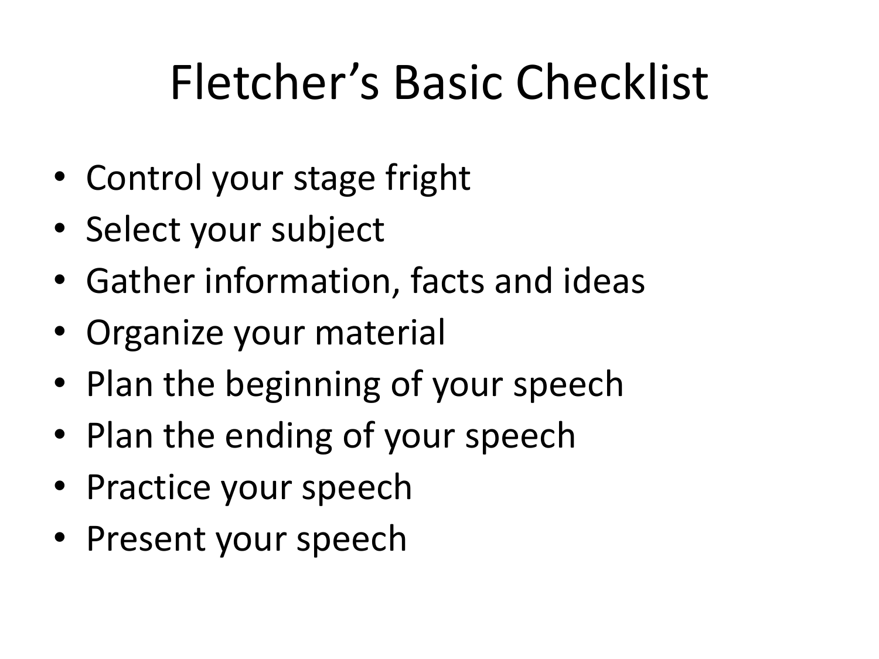# Fletcher's Basic Checklist

- Control your stage fright
- Select your subject
- Gather information, facts and ideas
- Organize your material
- Plan the beginning of your speech
- Plan the ending of your speech
- Practice your speech
- Present your speech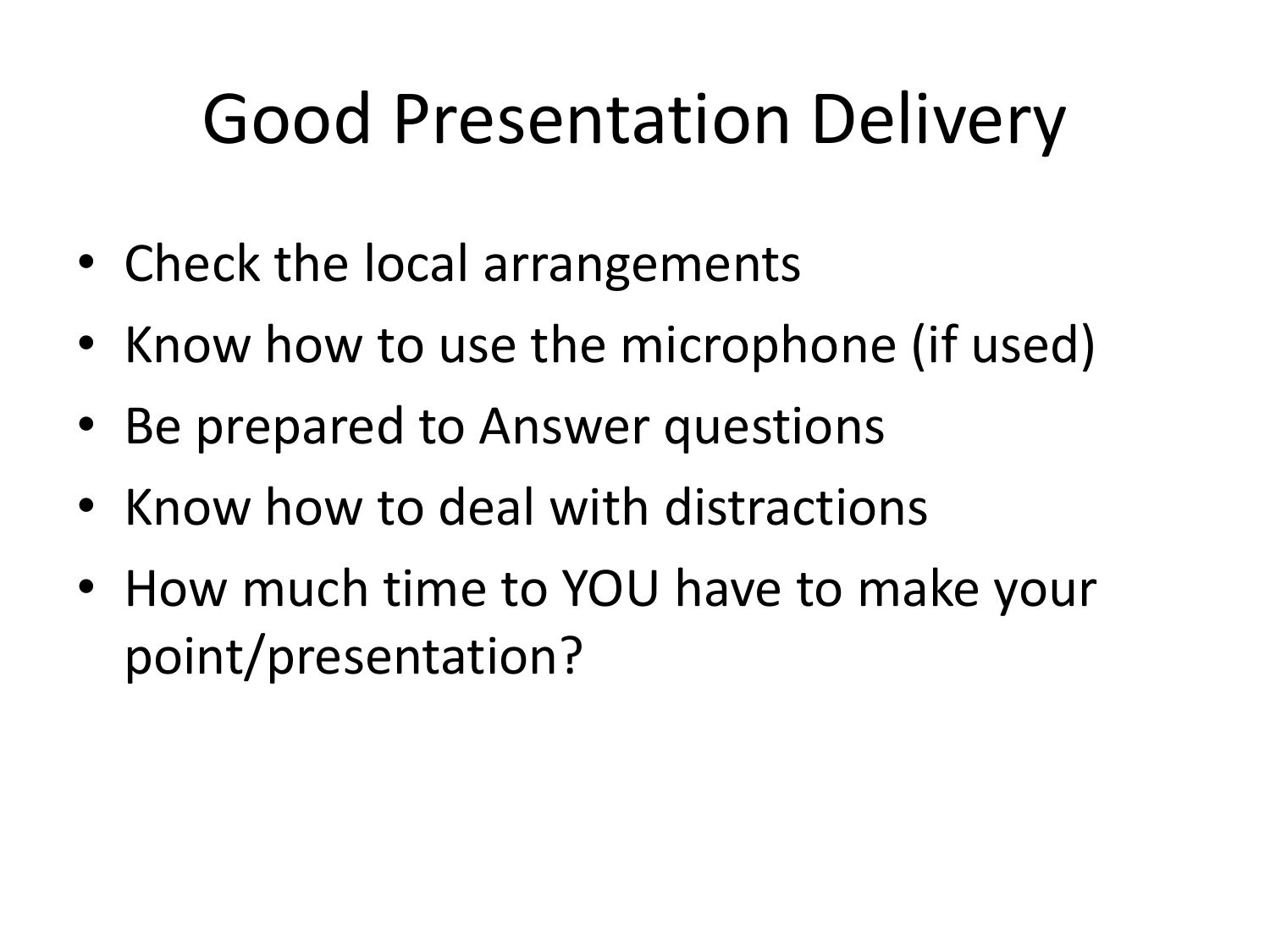# Good Presentation Delivery

- Check the local arrangements
- Know how to use the microphone (if used)
- Be prepared to Answer questions
- Know how to deal with distractions
- How much time to YOU have to make your point/presentation?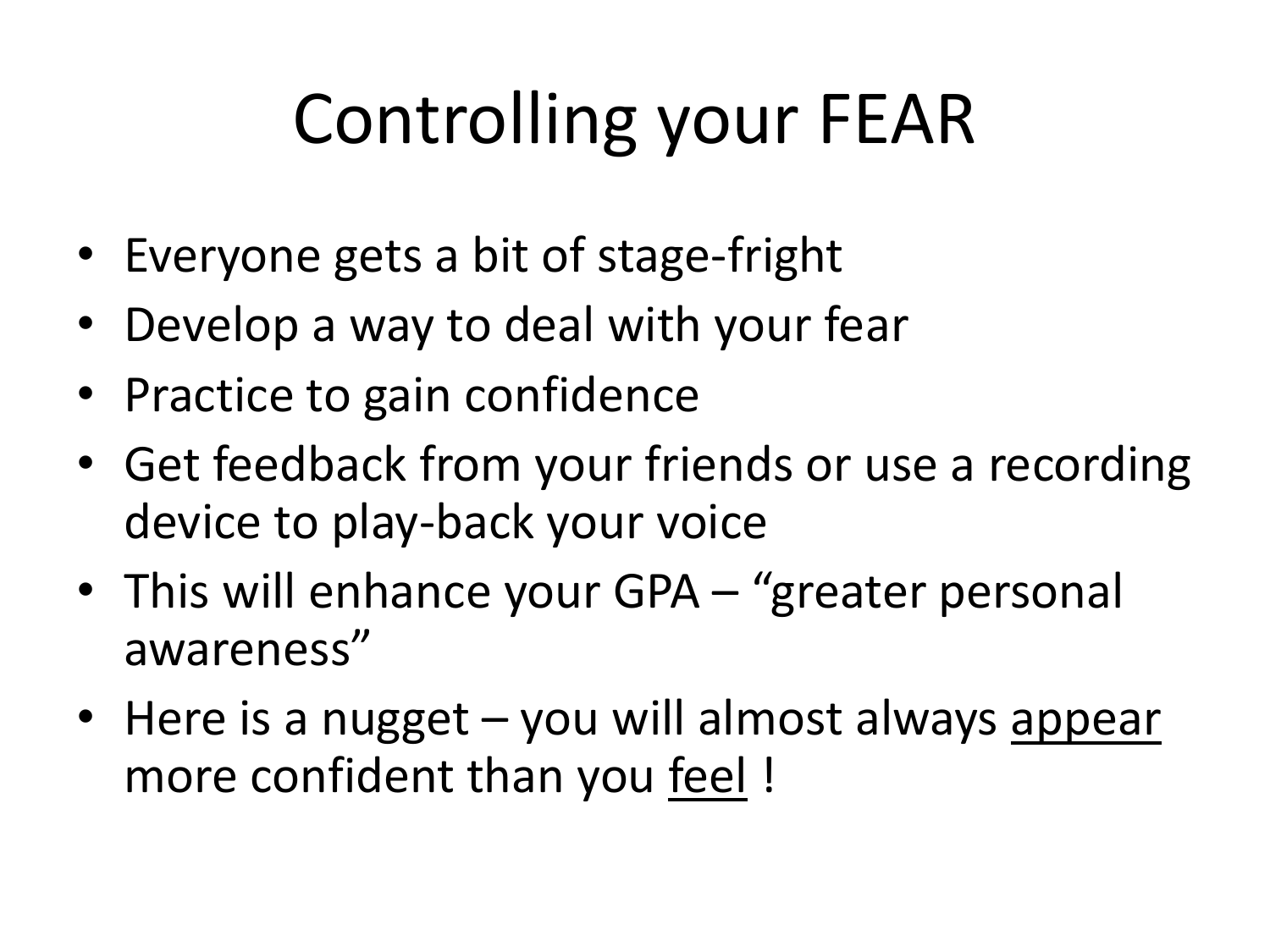# Controlling your FEAR

- Everyone gets a bit of stage-fright
- Develop a way to deal with your fear
- Practice to gain confidence
- Get feedback from your friends or use a recording device to play-back your voice
- This will enhance your GPA – "greater personal awareness"
- Here is a nugget – you will almost always <u>appear</u> more confident than you <u>feel</u> !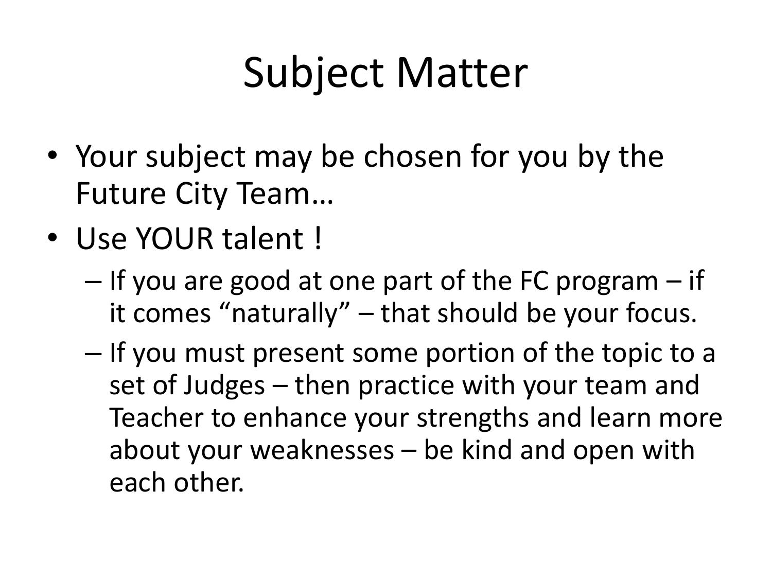# Subject Matter

- Your subject may be chosen for you by the Future City Team…
- Use YOUR talent !
  - If you are good at one part of the FC program – if it comes “naturally” – that should be your focus.
  - If you must present some portion of the topic to a set of Judges – then practice with your team and Teacher to enhance your strengths and learn more about your weaknesses – be kind and open with each other.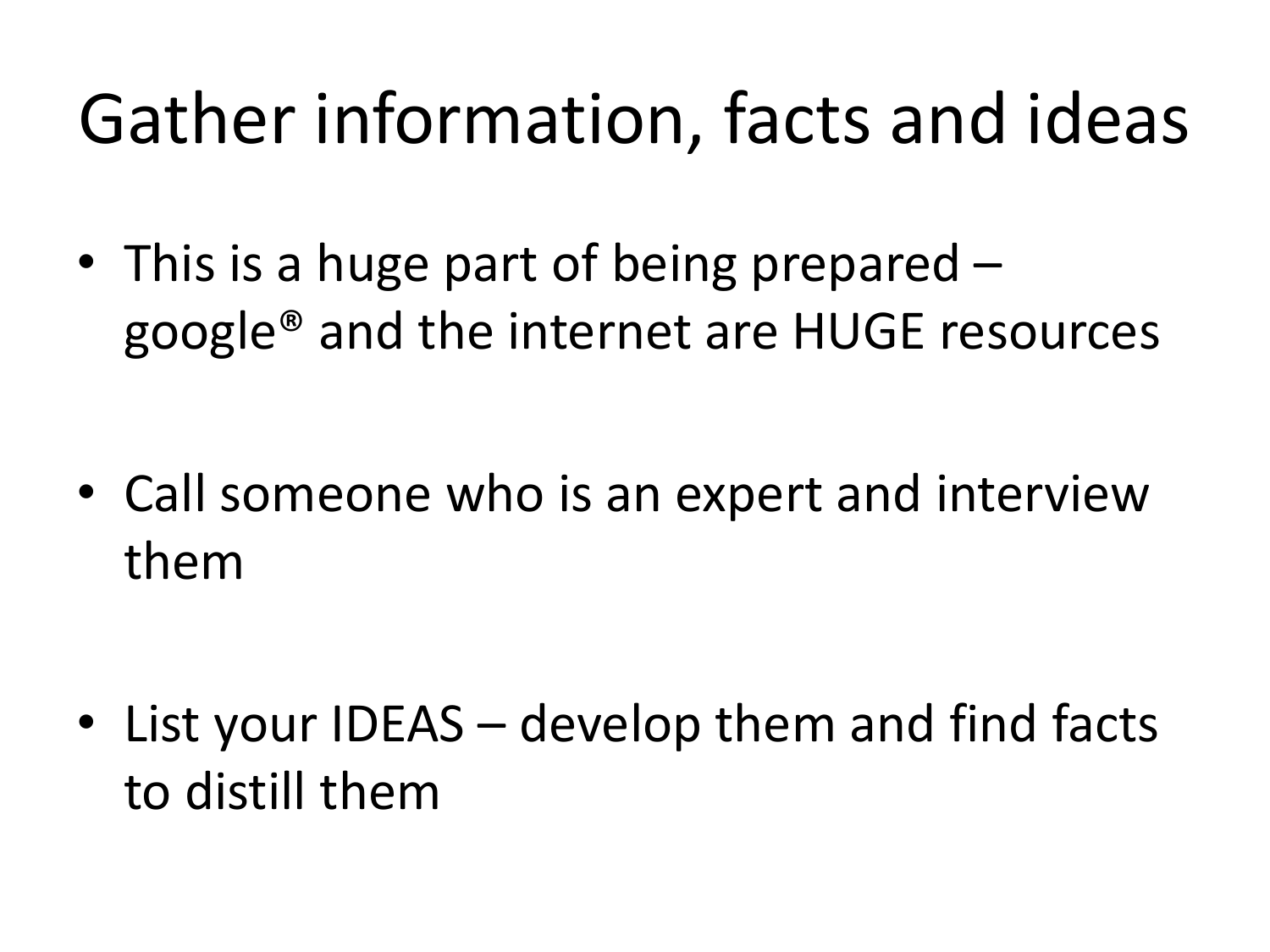# Gather information, facts and ideas

- This is a huge part of being prepared – google® and the internet are HUGE resources
- Call someone who is an expert and interview them
- List your IDEAS – develop them and find facts to distill them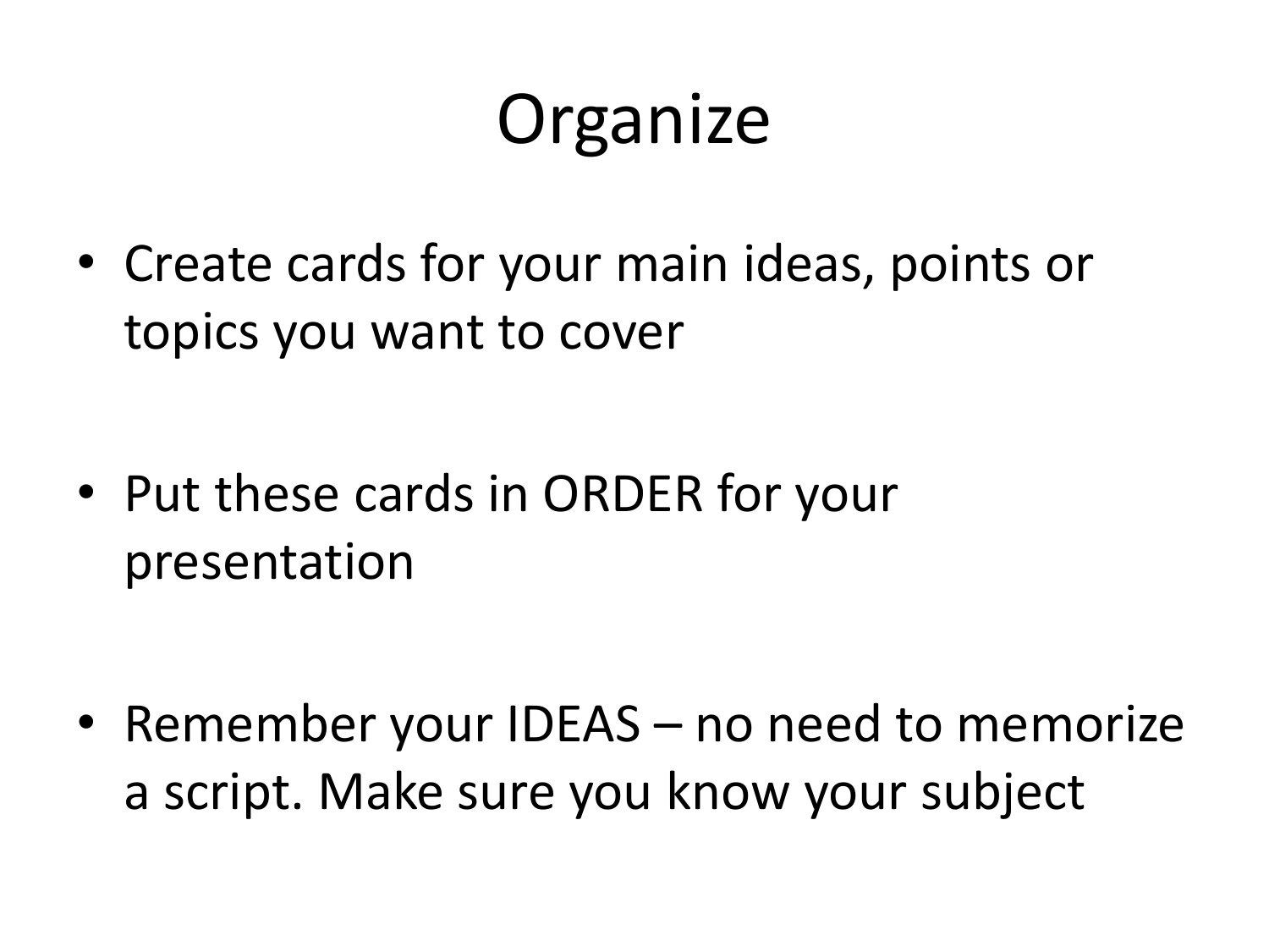# Organize

- Create cards for your main ideas, points or topics you want to cover
- Put these cards in ORDER for your presentation
- Remember your IDEAS – no need to memorize a script. Make sure you know your subject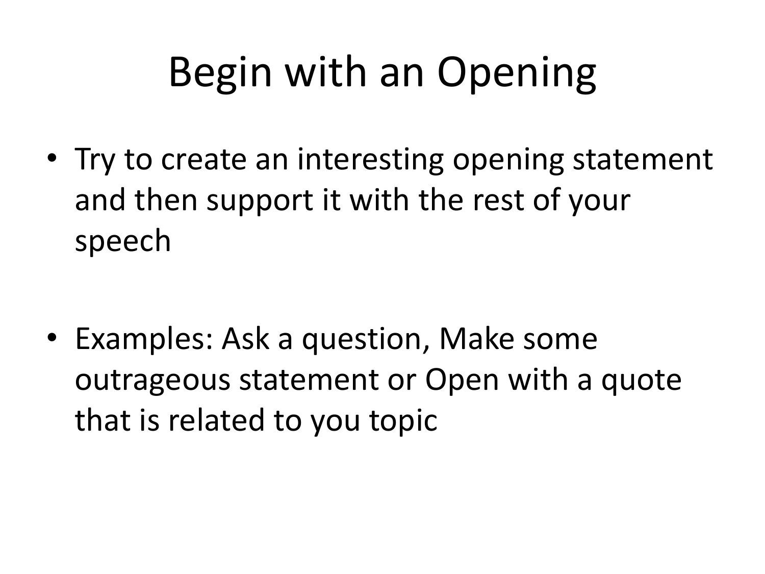# Begin with an Opening

- Try to create an interesting opening statement and then support it with the rest of your speech

- Examples: Ask a question, Make some outrageous statement or Open with a quote that is related to you topic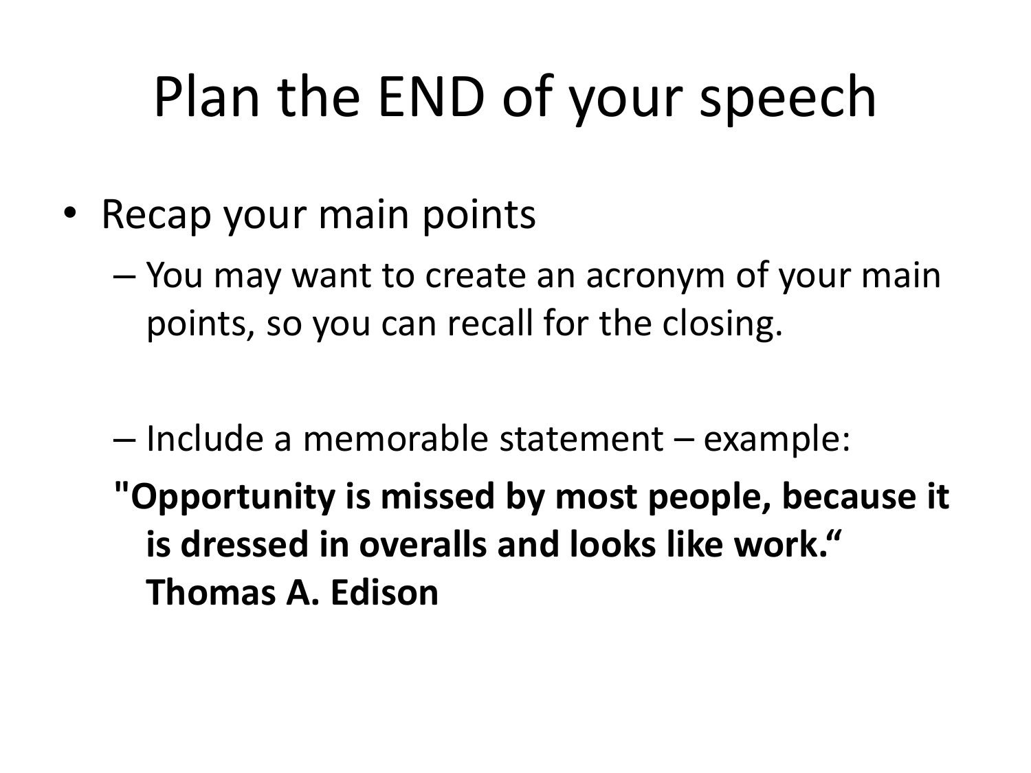# Plan the END of your speech

- Recap your main points
  - You may want to create an acronym of your main points, so you can recall for the closing.

  - Include a memorable statement – example:

  **"Opportunity is missed by most people, because it is dressed in overalls and looks like work." Thomas A. Edison**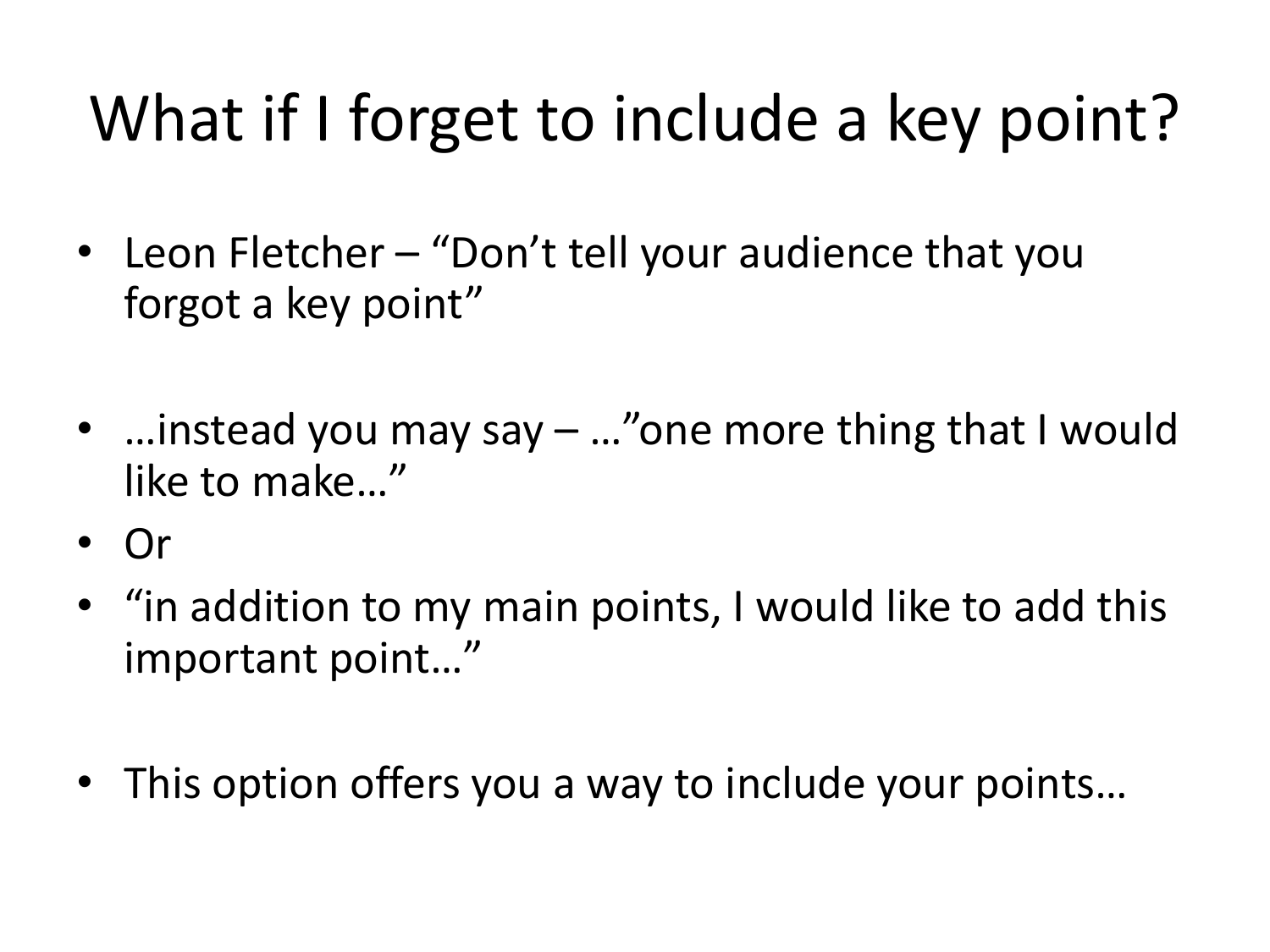# What if I forget to include a key point?

- Leon Fletcher – “Don’t tell your audience that you forgot a key point”

- …instead you may say – …”one more thing that I would like to make…”
- Or
- “in addition to my main points, I would like to add this important point…”

- This option offers you a way to include your points…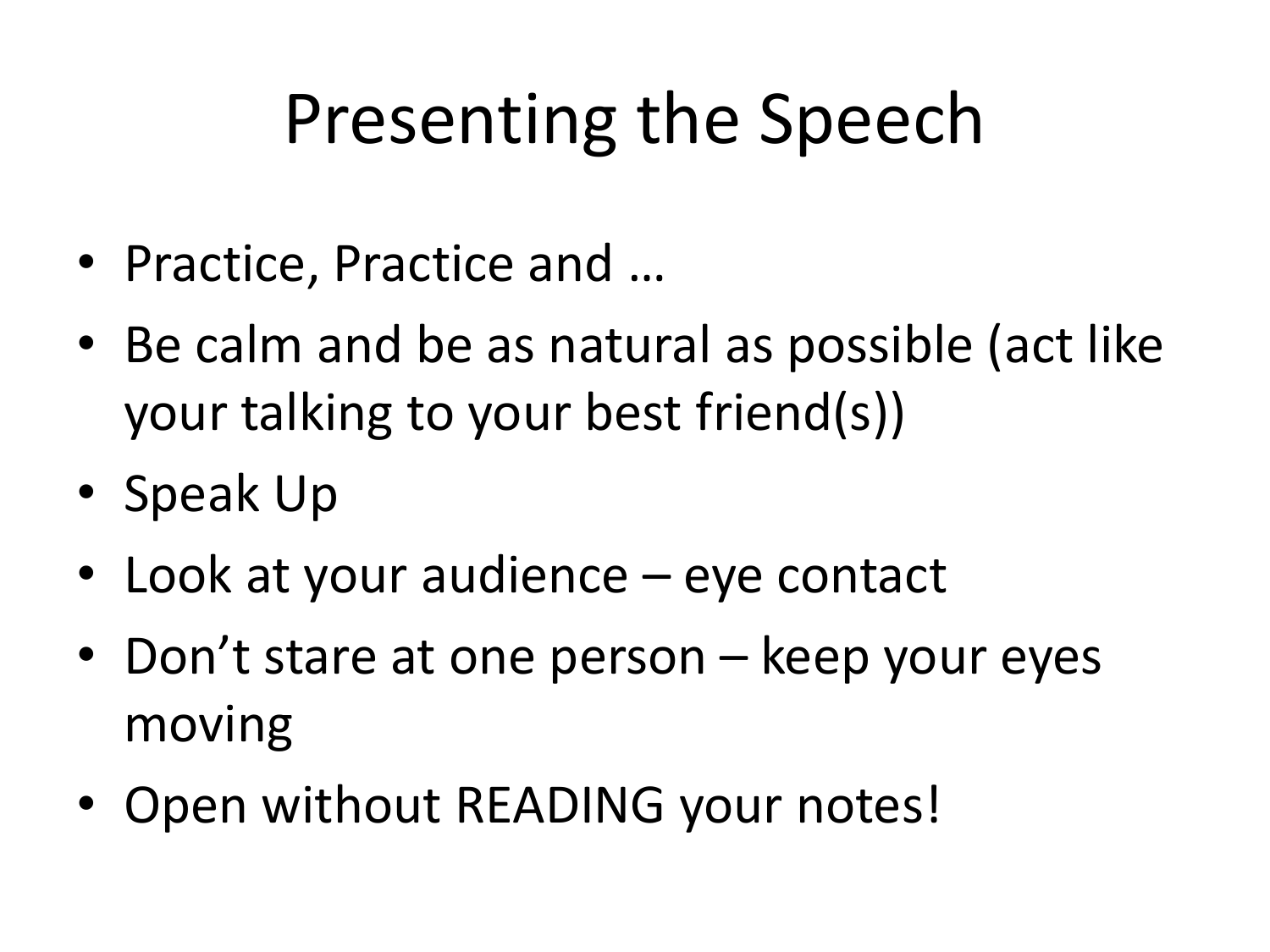# Presenting the Speech

- Practice, Practice and …
- Be calm and be as natural as possible (act like your talking to your best friend(s))
- Speak Up
- Look at your audience – eye contact
- Don't stare at one person – keep your eyes moving
- Open without READING your notes!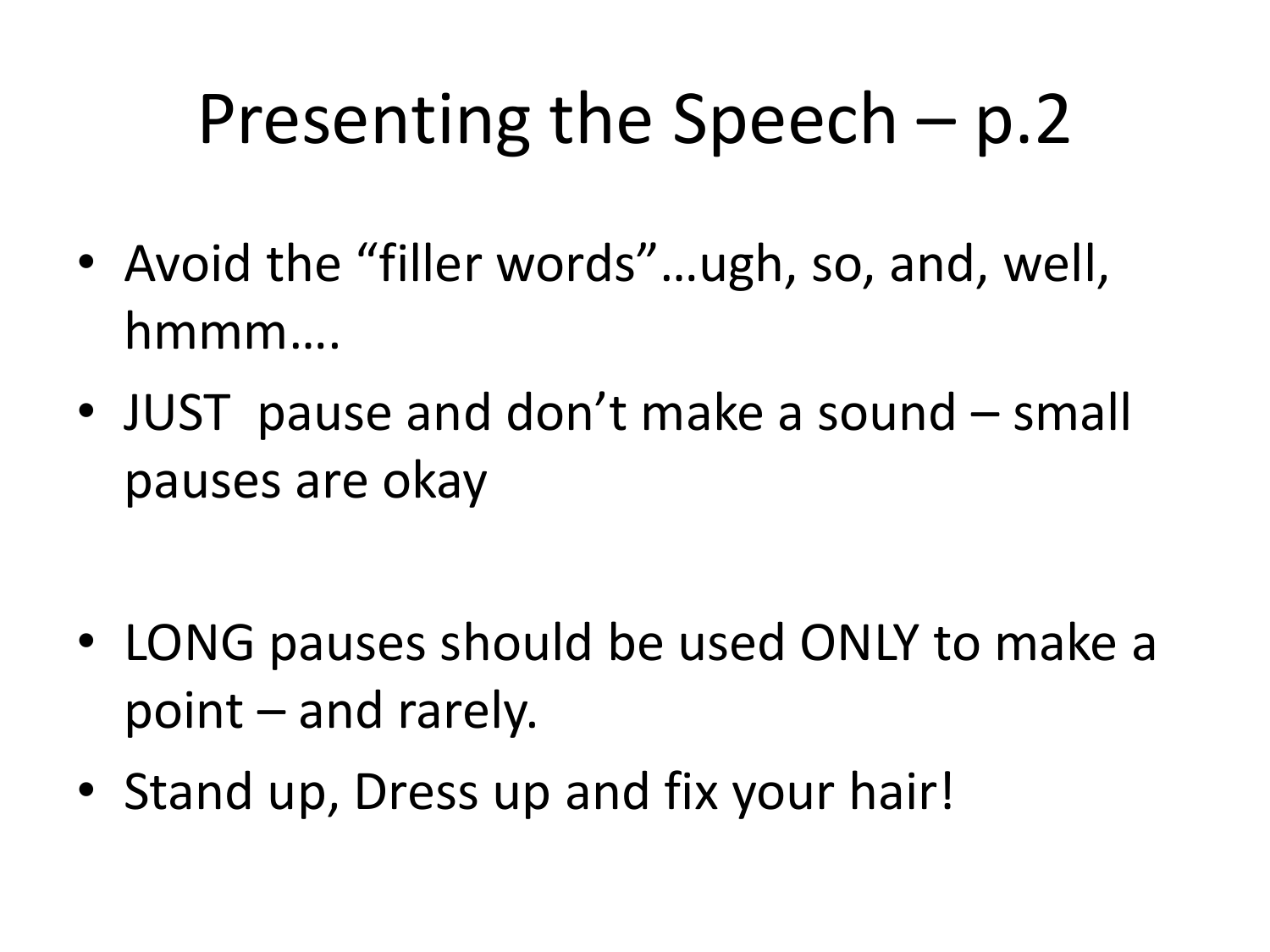# Presenting the Speech – p.2

- Avoid the "filler words"…ugh, so, and, well, hmmm….
- JUST pause and don't make a sound – small pauses are okay

- LONG pauses should be used ONLY to make a point – and rarely.
- Stand up, Dress up and fix your hair!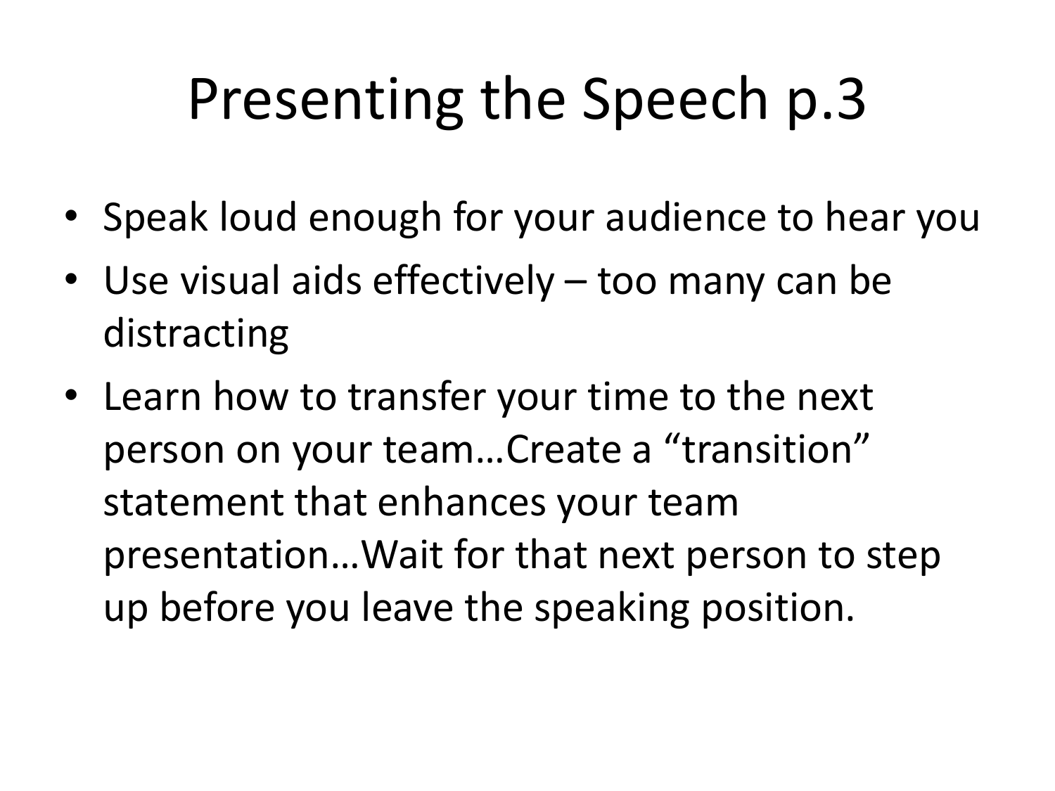# Presenting the Speech p.3

- Speak loud enough for your audience to hear you
- Use visual aids effectively – too many can be distracting
- Learn how to transfer your time to the next person on your team…Create a “transition” statement that enhances your team presentation…Wait for that next person to step up before you leave the speaking position.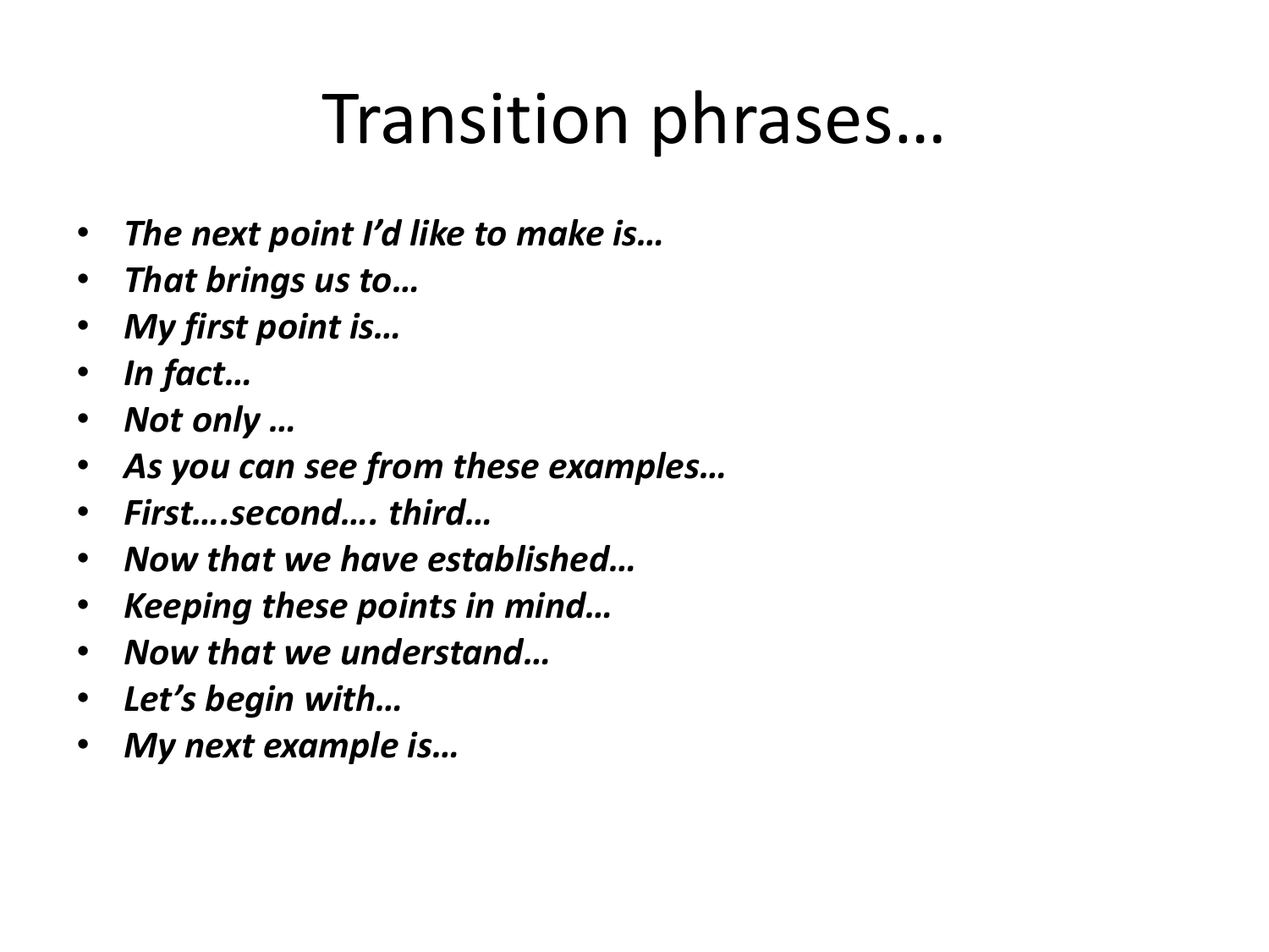# Transition phrases…

- ***The next point I'd like to make is…***
- ***That brings us to…***
- ***My first point is…***
- ***In fact…***
- ***Not only …***
- ***As you can see from these examples…***
- ***First….second…. third…***
- ***Now that we have established…***
- ***Keeping these points in mind…***
- ***Now that we understand…***
- ***Let's begin with…***
- ***My next example is…***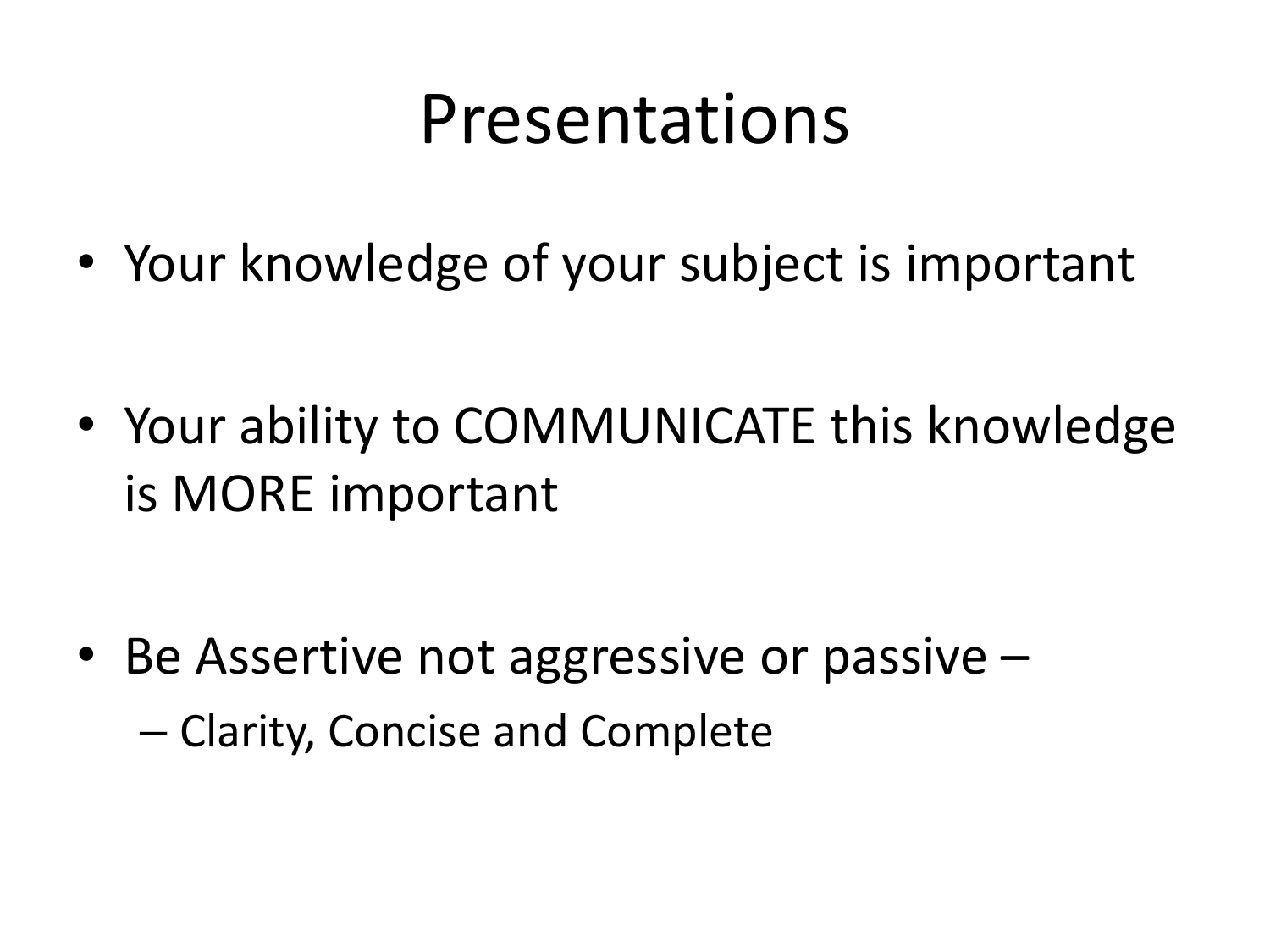# Presentations

- Your knowledge of your subject is important
- Your ability to COMMUNICATE this knowledge is MORE important
- Be Assertive not aggressive or passive –
  - Clarity, Concise and Complete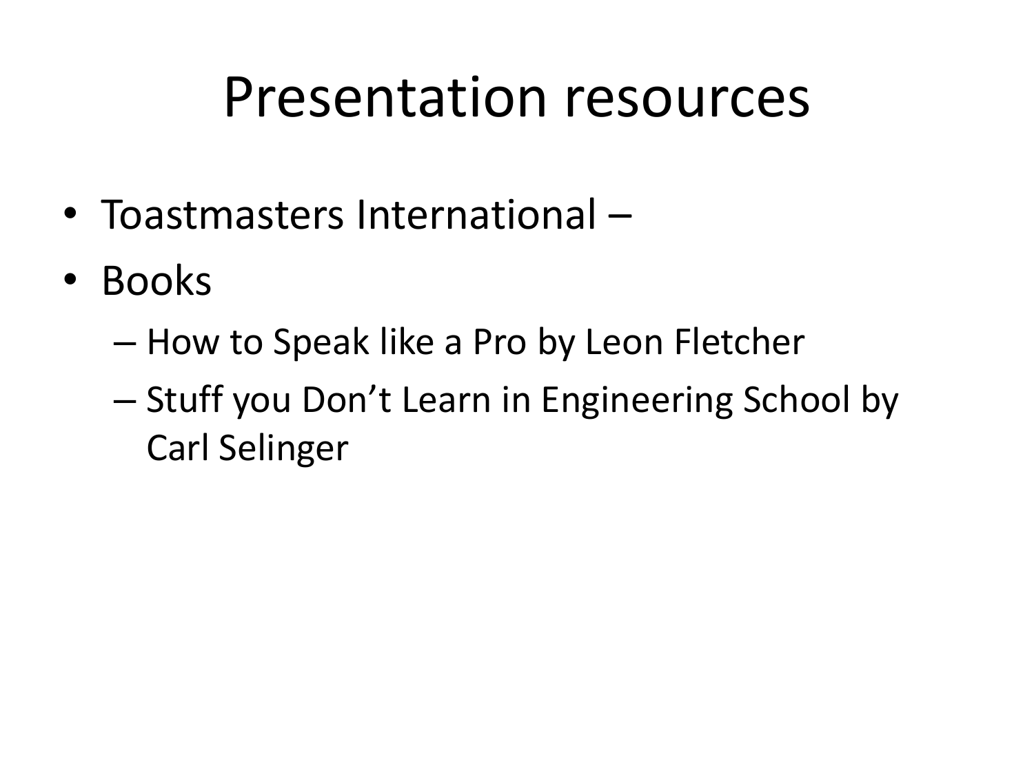# Presentation resources

- Toastmasters International –
- Books
  - How to Speak like a Pro by Leon Fletcher
  - Stuff you Don't Learn in Engineering School by Carl Selinger